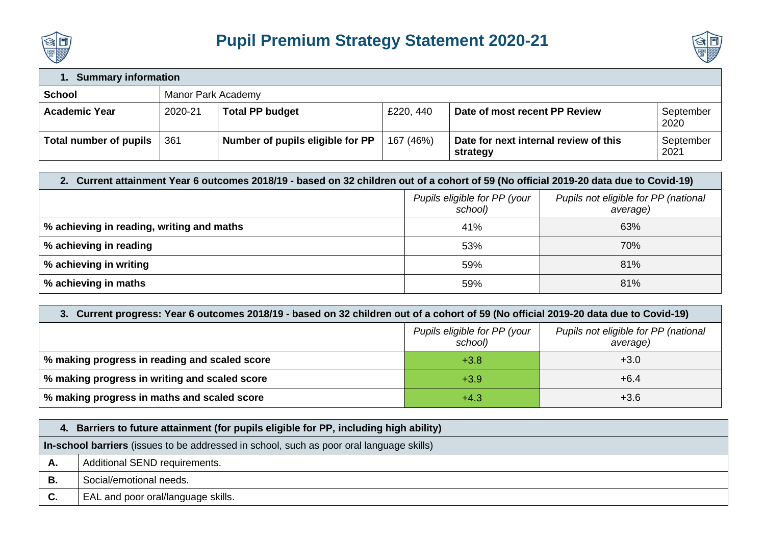# Pupil Premium Strategy Statement 2020-21

| 1. Summary information | | | | | |
|---|---|---|---|---|---|
| **School** | Manor Park Academy | | | | |
| **Academic Year** | 2020-21 | **Total PP budget** | £220, 440 | **Date of most recent PP Review** | September 2020 |
| **Total number of pupils** | 361 | **Number of pupils eligible for PP** | 167 (46%) | **Date for next internal review of this strategy** | September 2021 |

| 2. Current attainment Year 6 outcomes 2018/19 - based on 32 children out of a cohort of 59 (No official 2019-20 data due to Covid-19) | | |
|---|---|---|
| | *Pupils eligible for PP (your school)* | *Pupils not eligible for PP (national average)* |
| **% achieving in reading, writing and maths** | 41% | 63% |
| **% achieving in reading** | 53% | 70% |
| **% achieving in writing** | 59% | 81% |
| **% achieving in maths** | 59% | 81% |

| 3. Current progress: Year 6 outcomes 2018/19 - based on 32 children out of a cohort of 59 (No official 2019-20 data due to Covid-19) | | |
|---|---|---|
| | *Pupils eligible for PP (your school)* | *Pupils not eligible for PP (national average)* |
| **% making progress in reading and scaled score** | +3.8 | +3.0 |
| **% making progress in writing and scaled score** | +3.9 | +6.4 |
| **% making progress in maths and scaled score** | +4.3 | +3.6 |

| 4. Barriers to future attainment (for pupils eligible for PP, including high ability) | |
|---|---|
| **In-school barriers** (issues to be addressed in school, such as poor oral language skills) | |
| **A.** | Additional SEND requirements. |
| **B.** | Social/emotional needs. |
| **C.** | EAL and poor oral/language skills. |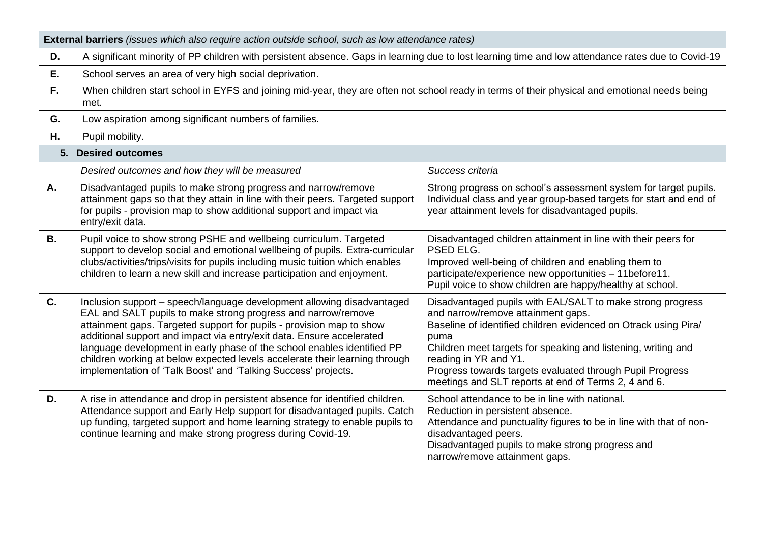| **External barriers** *(issues which also require action outside school, such as low attendance rates)* | | |
|---|---|---|
| **D.** | A significant minority of PP children with persistent absence. Gaps in learning due to lost learning time and low attendance rates due to Covid-19 | |
| **E.** | School serves an area of very high social deprivation. | |
| **F.** | When children start school in EYFS and joining mid-year, they are often not school ready in terms of their physical and emotional needs being met. | |
| **G.** | Low aspiration among significant numbers of families. | |
| **H.** | Pupil mobility. | |

| **5. Desired outcomes** | | |
|---|---|---|
| | *Desired outcomes and how they will be measured* | *Success criteria* |
| **A.** | Disadvantaged pupils to make strong progress and narrow/remove attainment gaps so that they attain in line with their peers. Targeted support for pupils - provision map to show additional support and impact via entry/exit data. | Strong progress on school's assessment system for target pupils. Individual class and year group-based targets for start and end of year attainment levels for disadvantaged pupils. |
| **B.** | Pupil voice to show strong PSHE and wellbeing curriculum. Targeted support to develop social and emotional wellbeing of pupils. Extra-curricular clubs/activities/trips/visits for pupils including music tuition which enables children to learn a new skill and increase participation and enjoyment. | Disadvantaged children attainment in line with their peers for PSED ELG.<br>Improved well-being of children and enabling them to participate/experience new opportunities – 11before11.<br>Pupil voice to show children are happy/healthy at school. |
| **C.** | Inclusion support – speech/language development allowing disadvantaged EAL and SALT pupils to make strong progress and narrow/remove attainment gaps. Targeted support for pupils - provision map to show additional support and impact via entry/exit data. Ensure accelerated language development in early phase of the school enables identified PP children working at below expected levels accelerate their learning through implementation of 'Talk Boost' and 'Talking Success' projects. | Disadvantaged pupils with EAL/SALT to make strong progress and narrow/remove attainment gaps.<br>Baseline of identified children evidenced on Otrack using Pira/ puma<br>Children meet targets for speaking and listening, writing and reading in YR and Y1.<br>Progress towards targets evaluated through Pupil Progress meetings and SLT reports at end of Terms 2, 4 and 6. |
| **D.** | A rise in attendance and drop in persistent absence for identified children. Attendance support and Early Help support for disadvantaged pupils. Catch up funding, targeted support and home learning strategy to enable pupils to continue learning and make strong progress during Covid-19. | School attendance to be in line with national.<br>Reduction in persistent absence.<br>Attendance and punctuality figures to be in line with that of non-disadvantaged peers.<br>Disadvantaged pupils to make strong progress and narrow/remove attainment gaps. |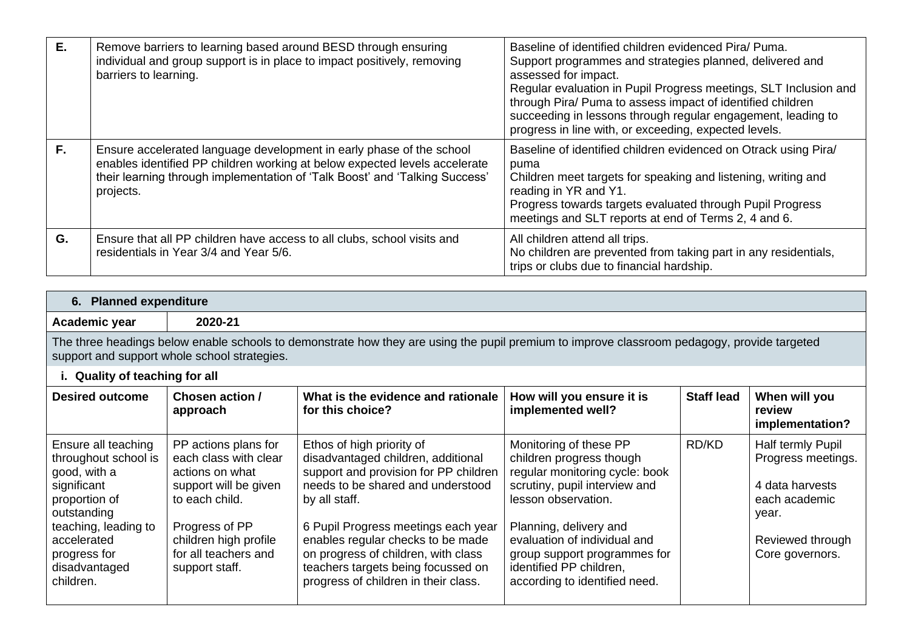| | | |
|---|---|---|
| **E.** | Remove barriers to learning based around BESD through ensuring individual and group support is in place to impact positively, removing barriers to learning. | Baseline of identified children evidenced Pira/ Puma.<br>Support programmes and strategies planned, delivered and assessed for impact.<br>Regular evaluation in Pupil Progress meetings, SLT Inclusion and through Pira/ Puma to assess impact of identified children succeeding in lessons through regular engagement, leading to progress in line with, or exceeding, expected levels. |
| **F.** | Ensure accelerated language development in early phase of the school enables identified PP children working at below expected levels accelerate their learning through implementation of 'Talk Boost' and 'Talking Success' projects. | Baseline of identified children evidenced on Otrack using Pira/ puma<br>Children meet targets for speaking and listening, writing and reading in YR and Y1.<br>Progress towards targets evaluated through Pupil Progress meetings and SLT reports at end of Terms 2, 4 and 6. |
| **G.** | Ensure that all PP children have access to all clubs, school visits and residentials in Year 3/4 and Year 5/6. | All children attend all trips.<br>No children are prevented from taking part in any residentials, trips or clubs due to financial hardship. |

## 6. Planned expenditure

**Academic year** | **2020-21**

The three headings below enable schools to demonstrate how they are using the pupil premium to improve classroom pedagogy, provide targeted support and support whole school strategies.

### i. Quality of teaching for all

| Desired outcome | Chosen action / approach | What is the evidence and rationale for this choice? | How will you ensure it is implemented well? | Staff lead | When will you review implementation? |
|---|---|---|---|---|---|
| Ensure all teaching throughout school is good, with a significant proportion of outstanding teaching, leading to accelerated progress for disadvantaged children. | PP actions plans for each class with clear actions on what support will be given to each child.<br><br>Progress of PP children high profile for all teachers and support staff. | Ethos of high priority of disadvantaged children, additional support and provision for PP children needs to be shared and understood by all staff.<br><br>6 Pupil Progress meetings each year enables regular checks to be made on progress of children, with class teachers targets being focussed on progress of children in their class. | Monitoring of these PP children progress though regular monitoring cycle: book scrutiny, pupil interview and lesson observation.<br><br>Planning, delivery and evaluation of individual and group support programmes for identified PP children, according to identified need. | RD/KD | Half termly Pupil Progress meetings.<br><br>4 data harvests each academic year.<br><br>Reviewed through Core governors. |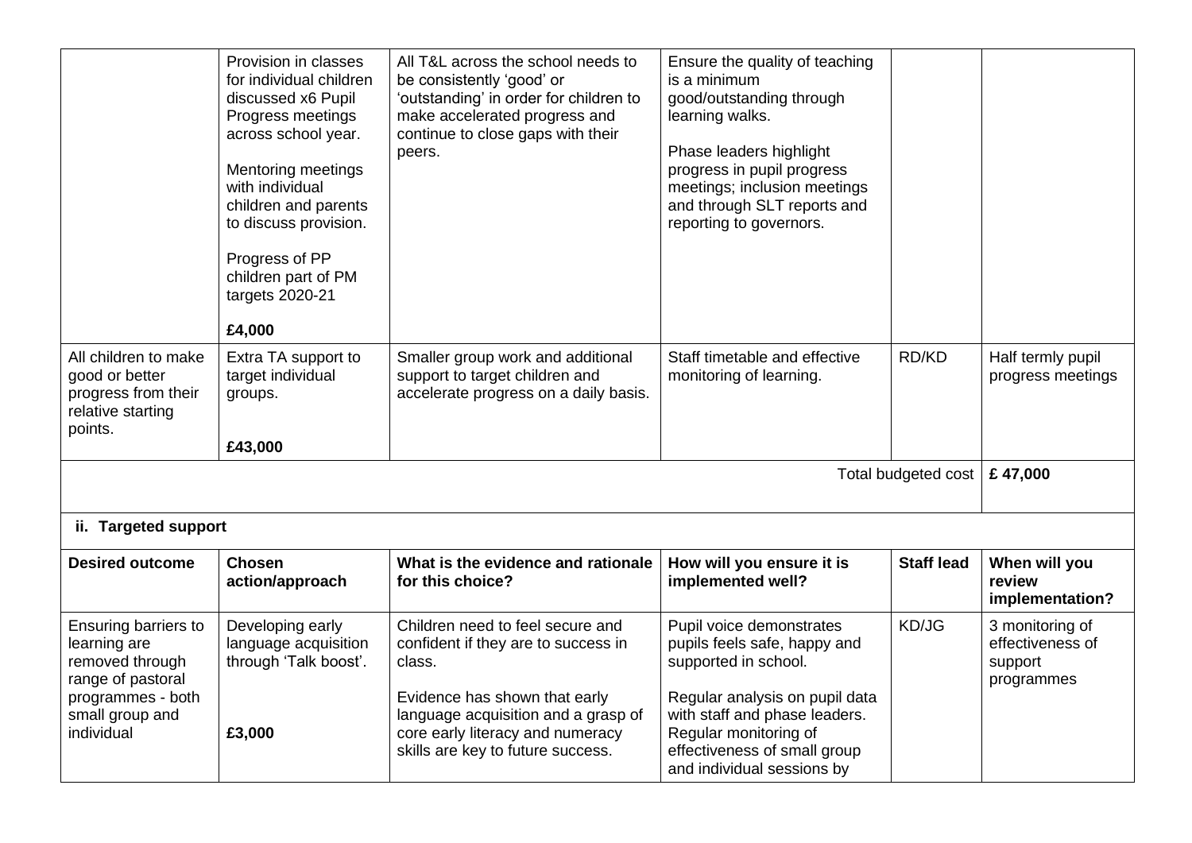| | | | | | |
|---|---|---|---|---|---|
| | Provision in classes for individual children discussed x6 Pupil Progress meetings across school year.<br><br>Mentoring meetings with individual children and parents to discuss provision.<br><br>Progress of PP children part of PM targets 2020-21<br><br>**£4,000** | All T&L across the school needs to be consistently 'good' or 'outstanding' in order for children to make accelerated progress and continue to close gaps with their peers. | Ensure the quality of teaching is a minimum good/outstanding through learning walks.<br><br>Phase leaders highlight progress in pupil progress meetings; inclusion meetings and through SLT reports and reporting to governors. | | |
| All children to make good or better progress from their relative starting points. | Extra TA support to target individual groups.<br><br>**£43,000** | Smaller group work and additional support to target children and accelerate progress on a daily basis. | Staff timetable and effective monitoring of learning. | RD/KD | Half termly pupil progress meetings |
| | | | | Total budgeted cost | **£ 47,000** |

**ii. Targeted support**

| Desired outcome | Chosen action/approach | What is the evidence and rationale for this choice? | How will you ensure it is implemented well? | Staff lead | When will you review implementation? |
|---|---|---|---|---|---|
| Ensuring barriers to learning are removed through range of pastoral programmes - both small group and individual | Developing early language acquisition through 'Talk boost'.<br><br>**£3,000** | Children need to feel secure and confident if they are to success in class.<br><br>Evidence has shown that early language acquisition and a grasp of core early literacy and numeracy skills are key to future success. | Pupil voice demonstrates pupils feels safe, happy and supported in school.<br><br>Regular analysis on pupil data with staff and phase leaders. Regular monitoring of effectiveness of small group and individual sessions by | KD/JG | 3 monitoring of effectiveness of support programmes |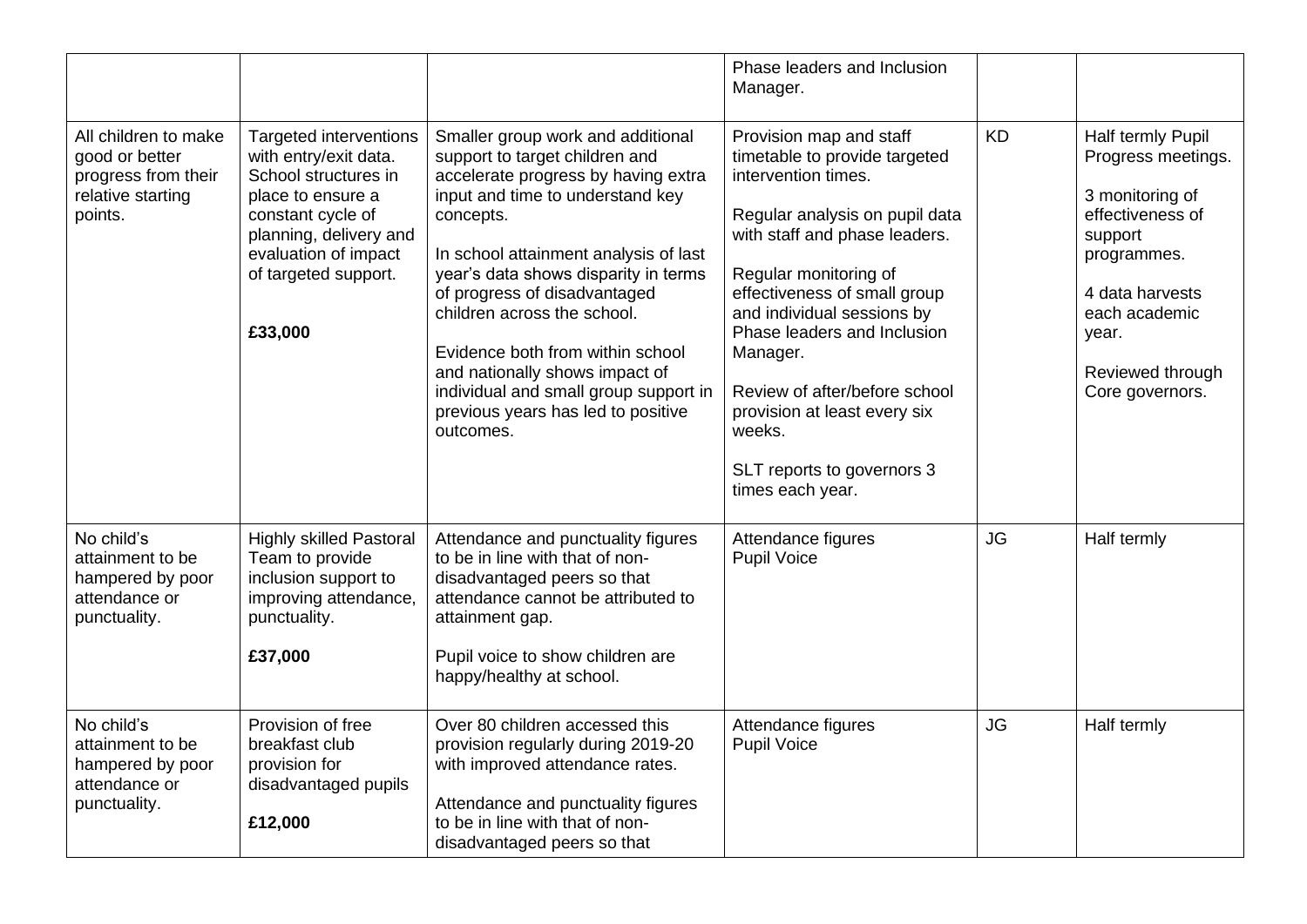| | | | Phase leaders and Inclusion Manager. | | |
|---|---|---|---|---|---|
| All children to make good or better progress from their relative starting points. | Targeted interventions with entry/exit data. School structures in place to ensure a constant cycle of planning, delivery and evaluation of impact of targeted support.<br><br>**£33,000** | Smaller group work and additional support to target children and accelerate progress by having extra input and time to understand key concepts.<br><br>In school attainment analysis of last year's data shows disparity in terms of progress of disadvantaged children across the school.<br><br>Evidence both from within school and nationally shows impact of individual and small group support in previous years has led to positive outcomes. | Provision map and staff timetable to provide targeted intervention times.<br><br>Regular analysis on pupil data with staff and phase leaders.<br><br>Regular monitoring of effectiveness of small group and individual sessions by Phase leaders and Inclusion Manager.<br><br>Review of after/before school provision at least every six weeks.<br><br>SLT reports to governors 3 times each year. | KD | Half termly Pupil Progress meetings.<br><br>3 monitoring of effectiveness of support programmes.<br><br>4 data harvests each academic year.<br><br>Reviewed through Core governors. |
| No child's attainment to be hampered by poor attendance or punctuality. | Highly skilled Pastoral Team to provide inclusion support to improving attendance, punctuality.<br><br>**£37,000** | Attendance and punctuality figures to be in line with that of non-disadvantaged peers so that attendance cannot be attributed to attainment gap.<br><br>Pupil voice to show children are happy/healthy at school. | Attendance figures<br>Pupil Voice | JG | Half termly |
| No child's attainment to be hampered by poor attendance or punctuality. | Provision of free breakfast club provision for disadvantaged pupils<br><br>**£12,000** | Over 80 children accessed this provision regularly during 2019-20 with improved attendance rates.<br><br>Attendance and punctuality figures to be in line with that of non-disadvantaged peers so that | Attendance figures<br>Pupil Voice | JG | Half termly |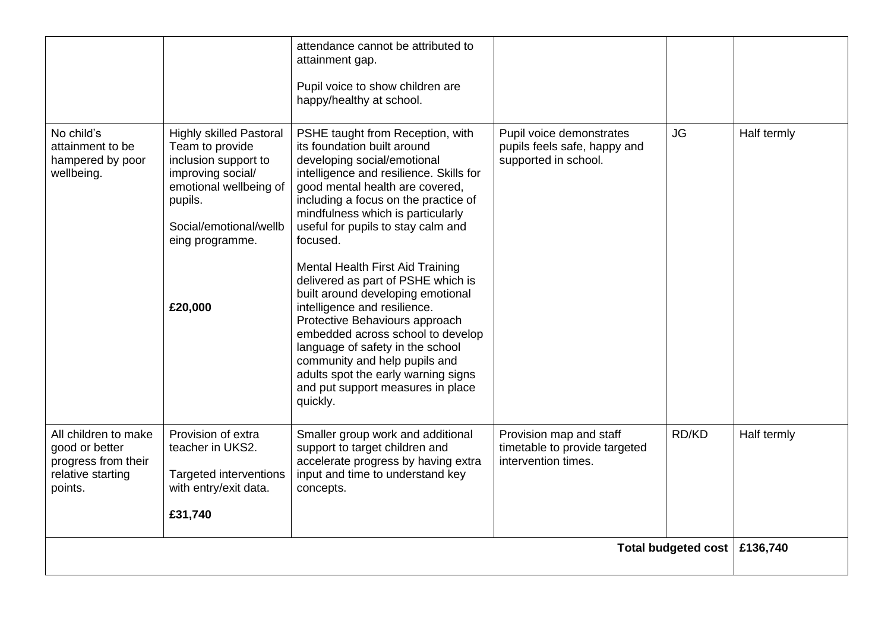| | | | | | |
|---|---|---|---|---|---|
| | | attendance cannot be attributed to attainment gap.<br><br>Pupil voice to show children are happy/healthy at school. | | | |
| No child's attainment to be hampered by poor wellbeing. | Highly skilled Pastoral Team to provide inclusion support to improving social/ emotional wellbeing of pupils.<br><br>Social/emotional/wellbeing programme.<br><br>**£20,000** | PSHE taught from Reception, with its foundation built around developing social/emotional intelligence and resilience. Skills for good mental health are covered, including a focus on the practice of mindfulness which is particularly useful for pupils to stay calm and focused.<br><br>Mental Health First Aid Training delivered as part of PSHE which is built around developing emotional intelligence and resilience. Protective Behaviours approach embedded across school to develop language of safety in the school community and help pupils and adults spot the early warning signs and put support measures in place quickly. | Pupil voice demonstrates pupils feels safe, happy and supported in school. | JG | Half termly |
| All children to make good or better progress from their relative starting points. | Provision of extra teacher in UKS2.<br><br>Targeted interventions with entry/exit data.<br><br>**£31,740** | Smaller group work and additional support to target children and accelerate progress by having extra input and time to understand key concepts. | Provision map and staff timetable to provide targeted intervention times. | RD/KD | Half termly |
| | | | | **Total budgeted cost** | **£136,740** |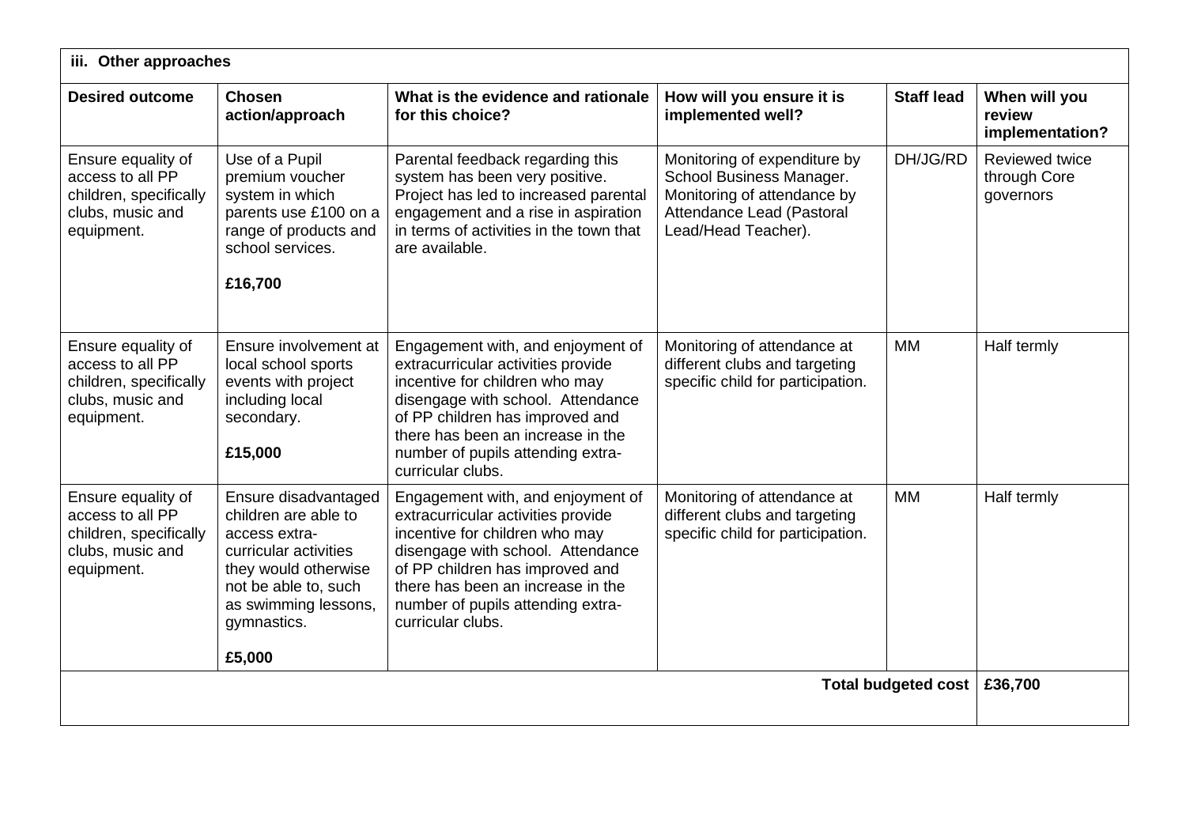| **iii. Other approaches** | | | | | |
|---|---|---|---|---|---|
| **Desired outcome** | **Chosen action/approach** | **What is the evidence and rationale for this choice?** | **How will you ensure it is implemented well?** | **Staff lead** | **When will you review implementation?** |
| Ensure equality of access to all PP children, specifically clubs, music and equipment. | Use of a Pupil premium voucher system in which parents use £100 on a range of products and school services.<br><br>**£16,700** | Parental feedback regarding this system has been very positive. Project has led to increased parental engagement and a rise in aspiration in terms of activities in the town that are available. | Monitoring of expenditure by School Business Manager. Monitoring of attendance by Attendance Lead (Pastoral Lead/Head Teacher). | DH/JG/RD | Reviewed twice through Core governors |
| Ensure equality of access to all PP children, specifically clubs, music and equipment. | Ensure involvement at local school sports events with project including local secondary.<br><br>**£15,000** | Engagement with, and enjoyment of extracurricular activities provide incentive for children who may disengage with school. Attendance of PP children has improved and there has been an increase in the number of pupils attending extra-curricular clubs. | Monitoring of attendance at different clubs and targeting specific child for participation. | MM | Half termly |
| Ensure equality of access to all PP children, specifically clubs, music and equipment. | Ensure disadvantaged children are able to access extra-curricular activities they would otherwise not be able to, such as swimming lessons, gymnastics.<br><br>**£5,000** | Engagement with, and enjoyment of extracurricular activities provide incentive for children who may disengage with school. Attendance of PP children has improved and there has been an increase in the number of pupils attending extra-curricular clubs. | Monitoring of attendance at different clubs and targeting specific child for participation. | MM | Half termly |
| | | | | **Total budgeted cost** | **£36,700** |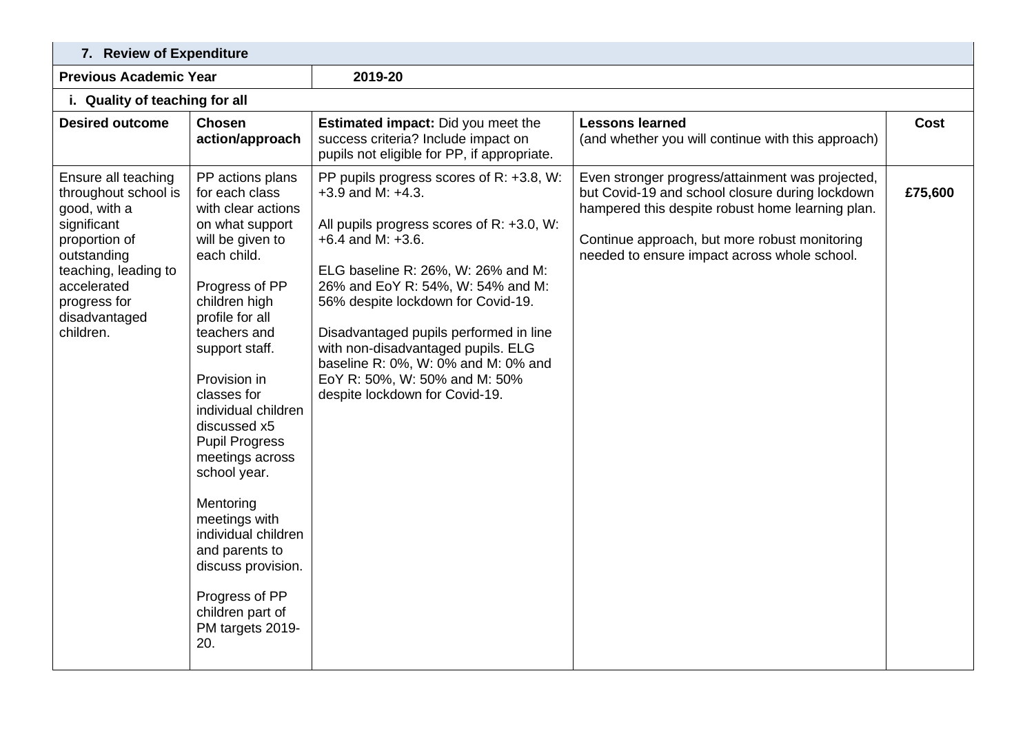## 7. Review of Expenditure

| **Previous Academic Year** | **2019-20** | | | |
|---|---|---|---|---|
| **i. Quality of teaching for all** | | | | |
| **Desired outcome** | **Chosen action/approach** | **Estimated impact:** Did you meet the success criteria? Include impact on pupils not eligible for PP, if appropriate. | **Lessons learned** (and whether you will continue with this approach) | **Cost** |
| Ensure all teaching throughout school is good, with a significant proportion of outstanding teaching, leading to accelerated progress for disadvantaged children. | PP actions plans for each class with clear actions on what support will be given to each child.<br><br>Progress of PP children high profile for all teachers and support staff.<br><br>Provision in classes for individual children discussed x5 Pupil Progress meetings across school year.<br><br>Mentoring meetings with individual children and parents to discuss provision.<br><br>Progress of PP children part of PM targets 2019-20. | PP pupils progress scores of R: +3.8, W: +3.9 and M: +4.3.<br><br>All pupils progress scores of R: +3.0, W: +6.4 and M: +3.6.<br><br>ELG baseline R: 26%, W: 26% and M: 26% and EoY R: 54%, W: 54% and M: 56% despite lockdown for Covid-19.<br><br>Disadvantaged pupils performed in line with non-disadvantaged pupils. ELG baseline R: 0%, W: 0% and M: 0% and EoY R: 50%, W: 50% and M: 50% despite lockdown for Covid-19. | Even stronger progress/attainment was projected, but Covid-19 and school closure during lockdown hampered this despite robust home learning plan.<br><br>Continue approach, but more robust monitoring needed to ensure impact across whole school. | **£75,600** |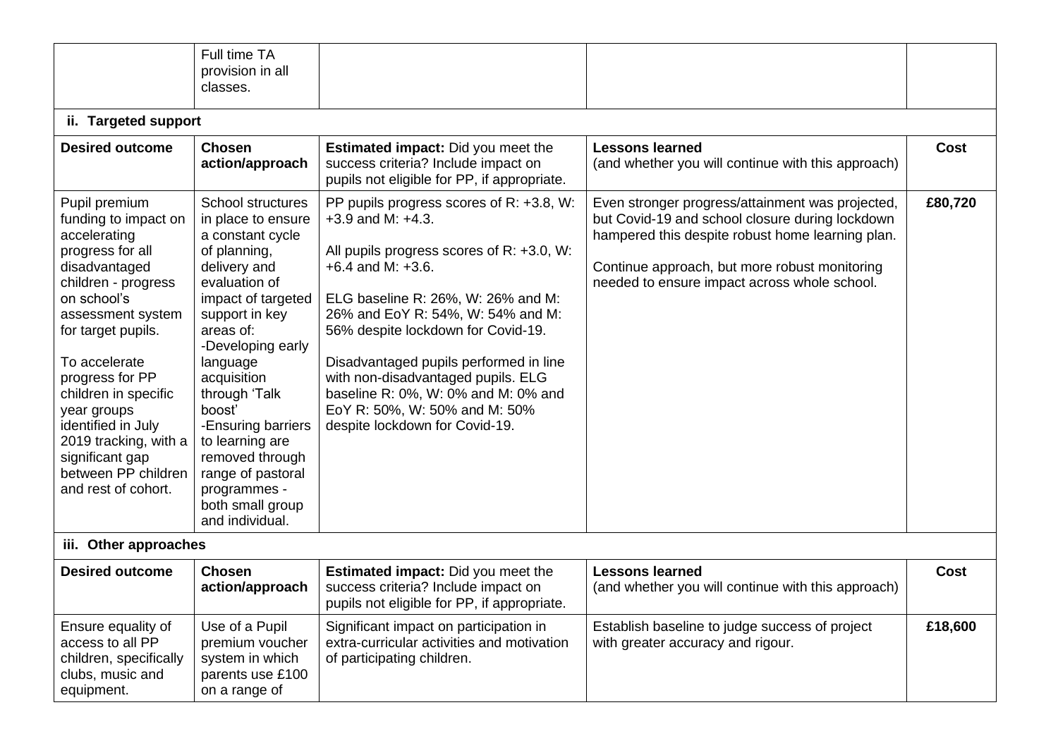| | Full time TA provision in all classes. | | | |
|---|---|---|---|---|

**ii. Targeted support**

| Desired outcome | Chosen action/approach | Estimated impact: Did you meet the success criteria? Include impact on pupils not eligible for PP, if appropriate. | Lessons learned (and whether you will continue with this approach) | Cost |
|---|---|---|---|---|
| Pupil premium funding to impact on accelerating progress for all disadvantaged children - progress on school's assessment system for target pupils.<br><br>To accelerate progress for PP children in specific year groups identified in July 2019 tracking, with a significant gap between PP children and rest of cohort. | School structures in place to ensure a constant cycle of planning, delivery and evaluation of impact of targeted support in key areas of:<br>-Developing early language acquisition through 'Talk boost'<br>-Ensuring barriers to learning are removed through range of pastoral programmes - both small group and individual. | PP pupils progress scores of R: +3.8, W: +3.9 and M: +4.3.<br><br>All pupils progress scores of R: +3.0, W: +6.4 and M: +3.6.<br><br>ELG baseline R: 26%, W: 26% and M: 26% and EoY R: 54%, W: 54% and M: 56% despite lockdown for Covid-19.<br><br>Disadvantaged pupils performed in line with non-disadvantaged pupils. ELG baseline R: 0%, W: 0% and M: 0% and EoY R: 50%, W: 50% and M: 50% despite lockdown for Covid-19. | Even stronger progress/attainment was projected, but Covid-19 and school closure during lockdown hampered this despite robust home learning plan.<br><br>Continue approach, but more robust monitoring needed to ensure impact across whole school. | **£80,720** |

**iii. Other approaches**

| Desired outcome | Chosen action/approach | Estimated impact: Did you meet the success criteria? Include impact on pupils not eligible for PP, if appropriate. | Lessons learned (and whether you will continue with this approach) | Cost |
|---|---|---|---|---|
| Ensure equality of access to all PP children, specifically clubs, music and equipment. | Use of a Pupil premium voucher system in which parents use £100 on a range of | Significant impact on participation in extra-curricular activities and motivation of participating children. | Establish baseline to judge success of project with greater accuracy and rigour. | **£18,600** |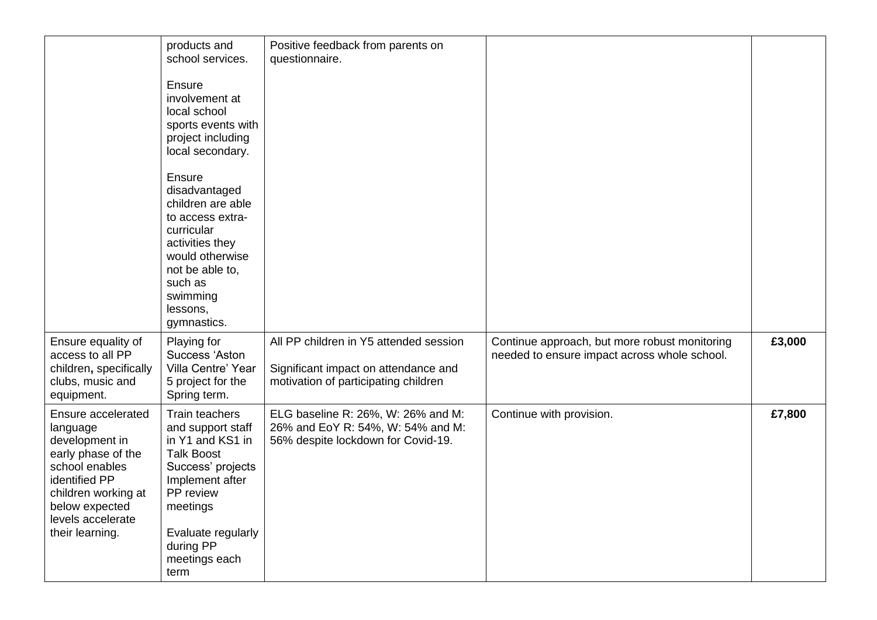| | | | | |
|---|---|---|---|---|
| | products and school services.<br><br>Ensure involvement at local school sports events with project including local secondary.<br><br>Ensure disadvantaged children are able to access extra-curricular activities they would otherwise not be able to, such as swimming lessons, gymnastics. | Positive feedback from parents on questionnaire. | | |
| Ensure equality of access to all PP children, specifically clubs, music and equipment. | Playing for Success 'Aston Villa Centre' Year 5 project for the Spring term. | All PP children in Y5 attended session<br><br>Significant impact on attendance and motivation of participating children | Continue approach, but more robust monitoring needed to ensure impact across whole school. | **£3,000** |
| Ensure accelerated language development in early phase of the school enables identified PP children working at below expected levels accelerate their learning. | Train teachers and support staff in Y1 and KS1 in Talk Boost Success' projects Implement after PP review meetings<br><br>Evaluate regularly during PP meetings each term | ELG baseline R: 26%, W: 26% and M: 26% and EoY R: 54%, W: 54% and M: 56% despite lockdown for Covid-19. | Continue with provision. | **£7,800** |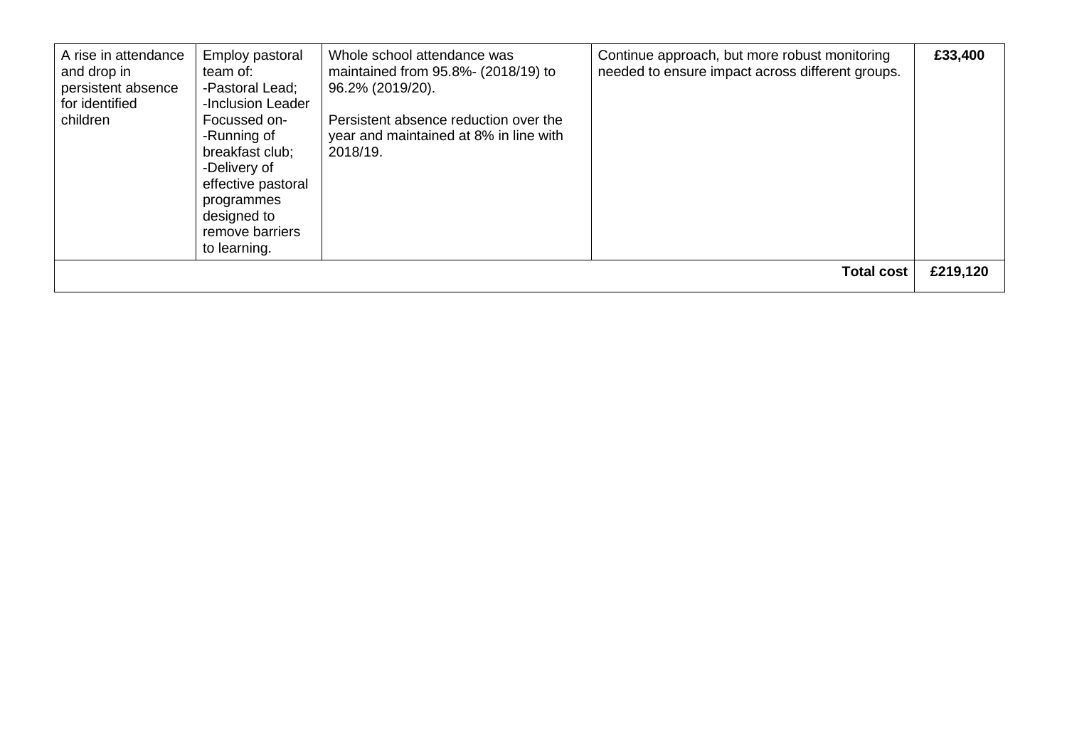| | | | | |
|---|---|---|---|---|
| A rise in attendance and drop in persistent absence for identified children | Employ pastoral team of:<br>-Pastoral Lead;<br>-Inclusion Leader<br>Focussed on-<br>-Running of breakfast club;<br>-Delivery of effective pastoral programmes designed to remove barriers to learning. | Whole school attendance was maintained from 95.8%- (2018/19) to 96.2% (2019/20).<br><br>Persistent absence reduction over the year and maintained at 8% in line with 2018/19. | Continue approach, but more robust monitoring needed to ensure impact across different groups. | **£33,400** |
| | | | **Total cost** | **£219,120** |